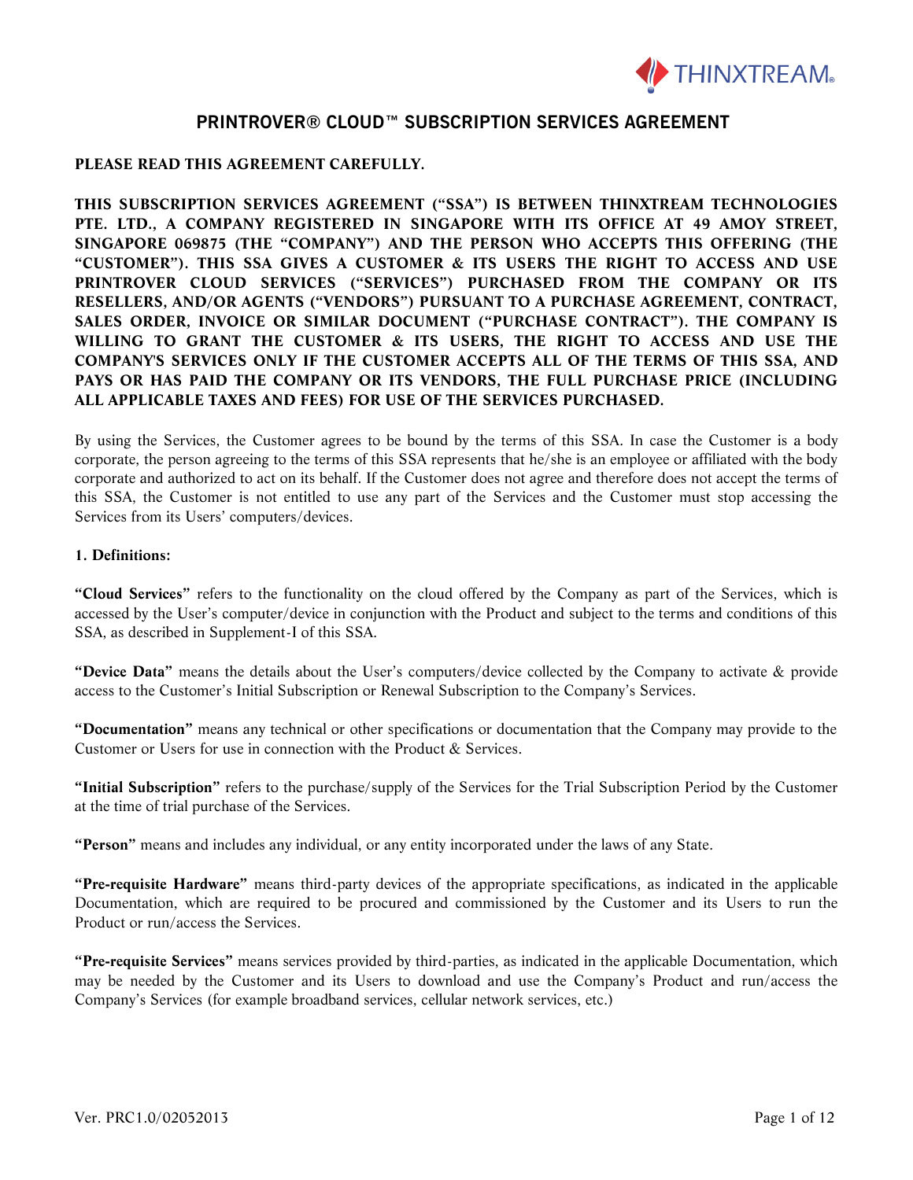THINXTREAM®

# PRINTROVER® CLOUD™ SUBSCRIPTION SERVICES AGREEMENT

**PLEASE READ THIS AGREEMENT CAREFULLY.**

**THIS SUBSCRIPTION SERVICES AGREEMENT ("SSA") IS BETWEEN THINXTREAM TECHNOLOGIES PTE. LTD., A COMPANY REGISTERED IN SINGAPORE WITH ITS OFFICE AT 49 AMOY STREET, SINGAPORE 069875 (THE "COMPANY") AND THE PERSON WHO ACCEPTS THIS OFFERING (THE "CUSTOMER"). THIS SSA GIVES A CUSTOMER & ITS USERS THE RIGHT TO ACCESS AND USE PRINTROVER CLOUD SERVICES ("SERVICES") PURCHASED FROM THE COMPANY OR ITS RESELLERS, AND/OR AGENTS ("VENDORS") PURSUANT TO A PURCHASE AGREEMENT, CONTRACT, SALES ORDER, INVOICE OR SIMILAR DOCUMENT ("PURCHASE CONTRACT"). THE COMPANY IS WILLING TO GRANT THE CUSTOMER & ITS USERS, THE RIGHT TO ACCESS AND USE THE COMPANY'S SERVICES ONLY IF THE CUSTOMER ACCEPTS ALL OF THE TERMS OF THIS SSA, AND PAYS OR HAS PAID THE COMPANY OR ITS VENDORS, THE FULL PURCHASE PRICE (INCLUDING ALL APPLICABLE TAXES AND FEES) FOR USE OF THE SERVICES PURCHASED.**

By using the Services, the Customer agrees to be bound by the terms of this SSA. In case the Customer is a body corporate, the person agreeing to the terms of this SSA represents that he/she is an employee or affiliated with the body corporate and authorized to act on its behalf. If the Customer does not agree and therefore does not accept the terms of this SSA, the Customer is not entitled to use any part of the Services and the Customer must stop accessing the Services from its Users' computers/devices.

**1. Definitions:**

**"Cloud Services"** refers to the functionality on the cloud offered by the Company as part of the Services, which is accessed by the User's computer/device in conjunction with the Product and subject to the terms and conditions of this SSA, as described in Supplement-I of this SSA.

**"Device Data"** means the details about the User's computers/device collected by the Company to activate & provide access to the Customer's Initial Subscription or Renewal Subscription to the Company's Services.

**"Documentation"** means any technical or other specifications or documentation that the Company may provide to the Customer or Users for use in connection with the Product & Services.

**"Initial Subscription"** refers to the purchase/supply of the Services for the Trial Subscription Period by the Customer at the time of trial purchase of the Services.

**"Person"** means and includes any individual, or any entity incorporated under the laws of any State.

**"Pre-requisite Hardware"** means third-party devices of the appropriate specifications, as indicated in the applicable Documentation, which are required to be procured and commissioned by the Customer and its Users to run the Product or run/access the Services.

**"Pre-requisite Services"** means services provided by third-parties, as indicated in the applicable Documentation, which may be needed by the Customer and its Users to download and use the Company's Product and run/access the Company's Services (for example broadband services, cellular network services, etc.)

Ver. PRC1.0/02052013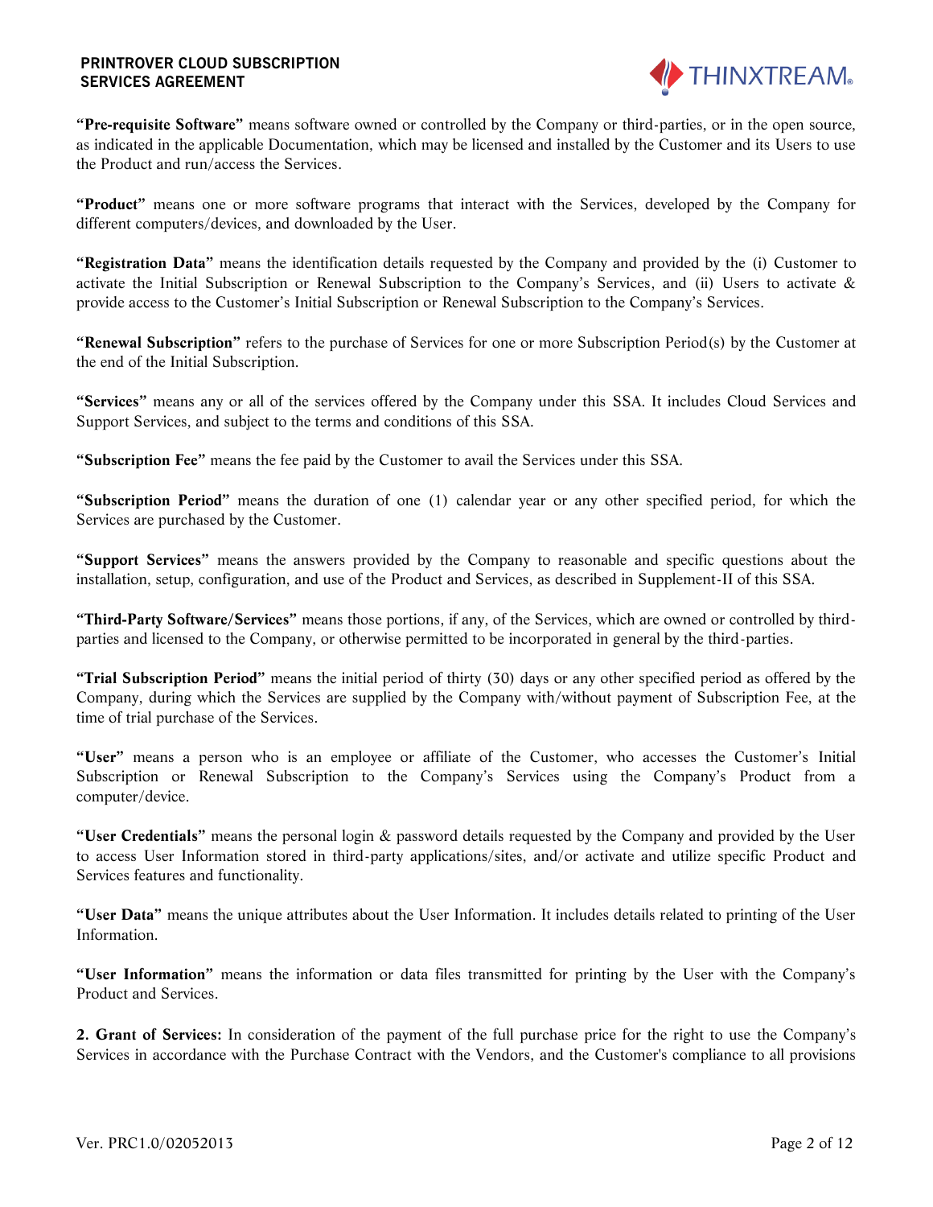**"Pre-requisite Software"** means software owned or controlled by the Company or third-parties, or in the open source, as indicated in the applicable Documentation, which may be licensed and installed by the Customer and its Users to use the Product and run/access the Services.

**"Product"** means one or more software programs that interact with the Services, developed by the Company for different computers/devices, and downloaded by the User.

**"Registration Data"** means the identification details requested by the Company and provided by the (i) Customer to activate the Initial Subscription or Renewal Subscription to the Company's Services, and (ii) Users to activate & provide access to the Customer's Initial Subscription or Renewal Subscription to the Company's Services.

**"Renewal Subscription"** refers to the purchase of Services for one or more Subscription Period(s) by the Customer at the end of the Initial Subscription.

**"Services"** means any or all of the services offered by the Company under this SSA. It includes Cloud Services and Support Services, and subject to the terms and conditions of this SSA.

**"Subscription Fee"** means the fee paid by the Customer to avail the Services under this SSA.

**"Subscription Period"** means the duration of one (1) calendar year or any other specified period, for which the Services are purchased by the Customer.

**"Support Services"** means the answers provided by the Company to reasonable and specific questions about the installation, setup, configuration, and use of the Product and Services, as described in Supplement-II of this SSA.

**"Third-Party Software/Services"** means those portions, if any, of the Services, which are owned or controlled by third-parties and licensed to the Company, or otherwise permitted to be incorporated in general by the third-parties.

**"Trial Subscription Period"** means the initial period of thirty (30) days or any other specified period as offered by the Company, during which the Services are supplied by the Company with/without payment of Subscription Fee, at the time of trial purchase of the Services.

**"User"** means a person who is an employee or affiliate of the Customer, who accesses the Customer's Initial Subscription or Renewal Subscription to the Company's Services using the Company's Product from a computer/device.

**"User Credentials"** means the personal login & password details requested by the Company and provided by the User to access User Information stored in third-party applications/sites, and/or activate and utilize specific Product and Services features and functionality.

**"User Data"** means the unique attributes about the User Information. It includes details related to printing of the User Information.

**"User Information"** means the information or data files transmitted for printing by the User with the Company's Product and Services.

**2. Grant of Services:** In consideration of the payment of the full purchase price for the right to use the Company's Services in accordance with the Purchase Contract with the Vendors, and the Customer's compliance to all provisions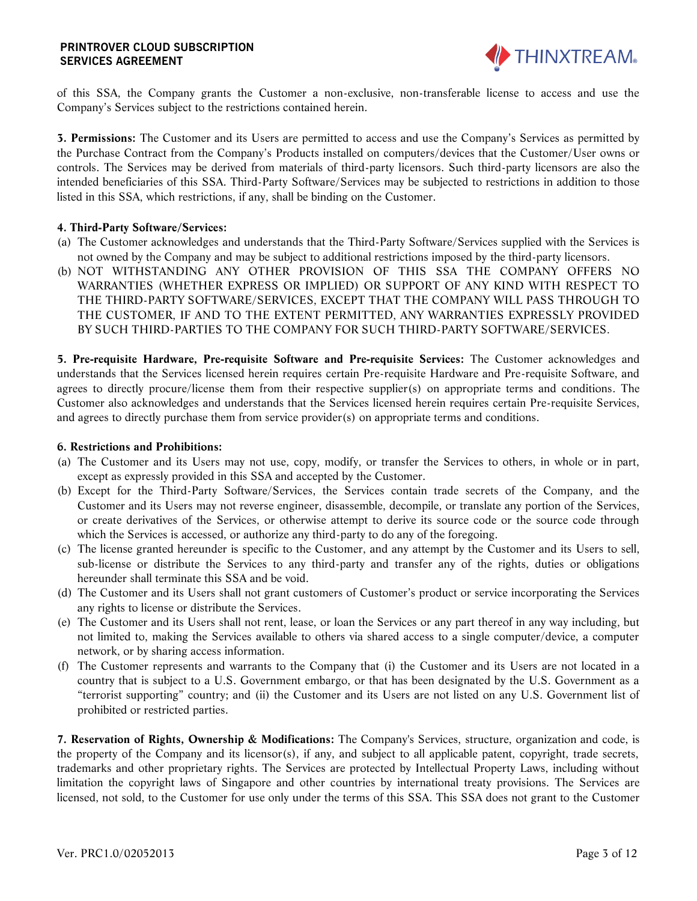of this SSA, the Company grants the Customer a non-exclusive, non-transferable license to access and use the Company's Services subject to the restrictions contained herein.

**3. Permissions:** The Customer and its Users are permitted to access and use the Company's Services as permitted by the Purchase Contract from the Company's Products installed on computers/devices that the Customer/User owns or controls. The Services may be derived from materials of third-party licensors. Such third-party licensors are also the intended beneficiaries of this SSA. Third-Party Software/Services may be subjected to restrictions in addition to those listed in this SSA, which restrictions, if any, shall be binding on the Customer.

**4. Third-Party Software/Services:**

(a) The Customer acknowledges and understands that the Third-Party Software/Services supplied with the Services is not owned by the Company and may be subject to additional restrictions imposed by the third-party licensors.

(b) NOT WITHSTANDING ANY OTHER PROVISION OF THIS SSA THE COMPANY OFFERS NO WARRANTIES (WHETHER EXPRESS OR IMPLIED) OR SUPPORT OF ANY KIND WITH RESPECT TO THE THIRD-PARTY SOFTWARE/SERVICES, EXCEPT THAT THE COMPANY WILL PASS THROUGH TO THE CUSTOMER, IF AND TO THE EXTENT PERMITTED, ANY WARRANTIES EXPRESSLY PROVIDED BY SUCH THIRD-PARTIES TO THE COMPANY FOR SUCH THIRD-PARTY SOFTWARE/SERVICES.

**5. Pre-requisite Hardware, Pre-requisite Software and Pre-requisite Services:** The Customer acknowledges and understands that the Services licensed herein requires certain Pre-requisite Hardware and Pre-requisite Software, and agrees to directly procure/license them from their respective supplier(s) on appropriate terms and conditions. The Customer also acknowledges and understands that the Services licensed herein requires certain Pre-requisite Services, and agrees to directly purchase them from service provider(s) on appropriate terms and conditions.

**6. Restrictions and Prohibitions:**

(a) The Customer and its Users may not use, copy, modify, or transfer the Services to others, in whole or in part, except as expressly provided in this SSA and accepted by the Customer.

(b) Except for the Third-Party Software/Services, the Services contain trade secrets of the Company, and the Customer and its Users may not reverse engineer, disassemble, decompile, or translate any portion of the Services, or create derivatives of the Services, or otherwise attempt to derive its source code or the source code through which the Services is accessed, or authorize any third-party to do any of the foregoing.

(c) The license granted hereunder is specific to the Customer, and any attempt by the Customer and its Users to sell, sub-license or distribute the Services to any third-party and transfer any of the rights, duties or obligations hereunder shall terminate this SSA and be void.

(d) The Customer and its Users shall not grant customers of Customer's product or service incorporating the Services any rights to license or distribute the Services.

(e) The Customer and its Users shall not rent, lease, or loan the Services or any part thereof in any way including, but not limited to, making the Services available to others via shared access to a single computer/device, a computer network, or by sharing access information.

(f) The Customer represents and warrants to the Company that (i) the Customer and its Users are not located in a country that is subject to a U.S. Government embargo, or that has been designated by the U.S. Government as a "terrorist supporting" country; and (ii) the Customer and its Users are not listed on any U.S. Government list of prohibited or restricted parties.

**7. Reservation of Rights, Ownership & Modifications:** The Company's Services, structure, organization and code, is the property of the Company and its licensor(s), if any, and subject to all applicable patent, copyright, trade secrets, trademarks and other proprietary rights. The Services are protected by Intellectual Property Laws, including without limitation the copyright laws of Singapore and other countries by international treaty provisions. The Services are licensed, not sold, to the Customer for use only under the terms of this SSA. This SSA does not grant to the Customer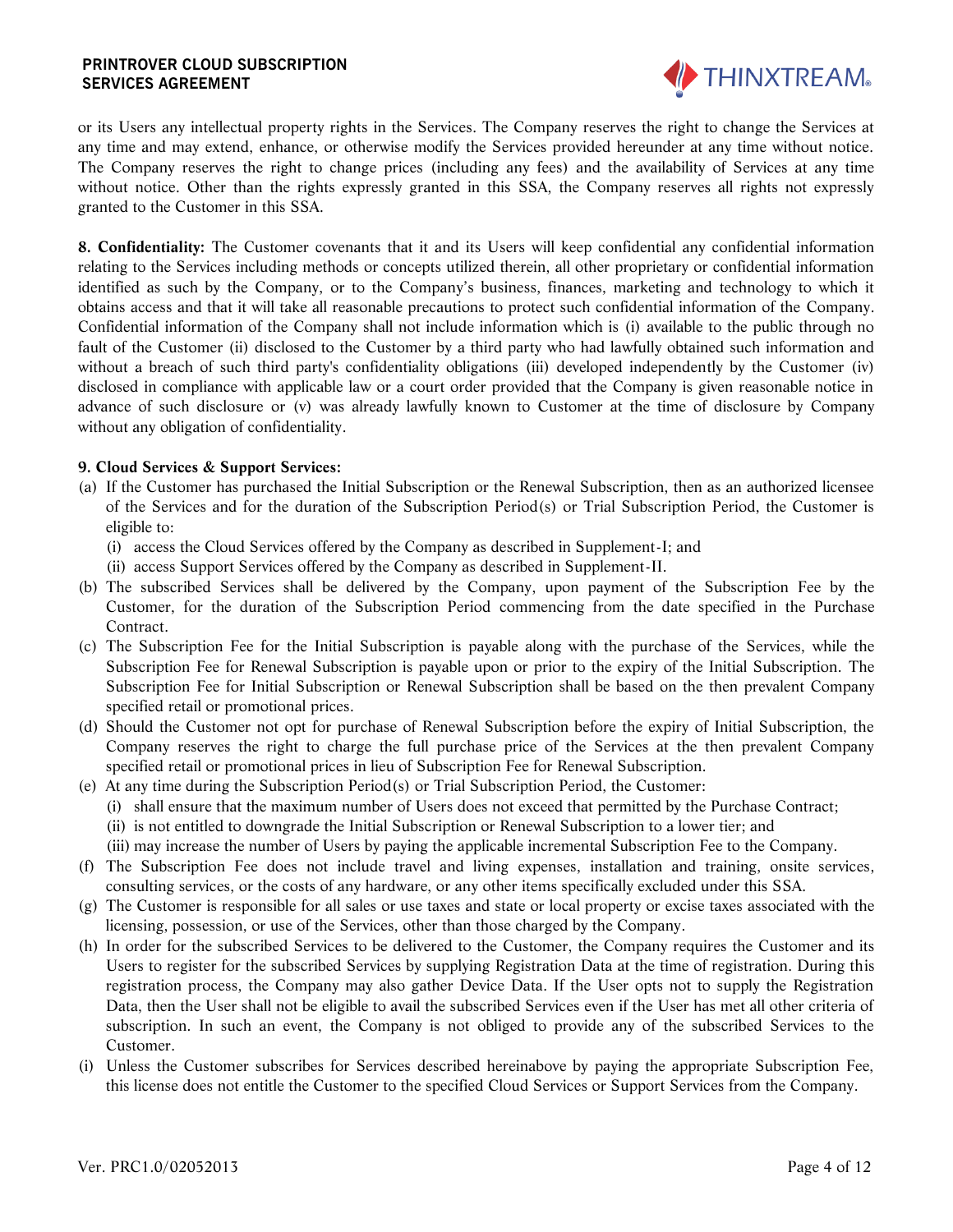or its Users any intellectual property rights in the Services. The Company reserves the right to change the Services at any time and may extend, enhance, or otherwise modify the Services provided hereunder at any time without notice. The Company reserves the right to change prices (including any fees) and the availability of Services at any time without notice. Other than the rights expressly granted in this SSA, the Company reserves all rights not expressly granted to the Customer in this SSA.

**8. Confidentiality:** The Customer covenants that it and its Users will keep confidential any confidential information relating to the Services including methods or concepts utilized therein, all other proprietary or confidential information identified as such by the Company, or to the Company's business, finances, marketing and technology to which it obtains access and that it will take all reasonable precautions to protect such confidential information of the Company. Confidential information of the Company shall not include information which is (i) available to the public through no fault of the Customer (ii) disclosed to the Customer by a third party who had lawfully obtained such information and without a breach of such third party's confidentiality obligations (iii) developed independently by the Customer (iv) disclosed in compliance with applicable law or a court order provided that the Company is given reasonable notice in advance of such disclosure or (v) was already lawfully known to Customer at the time of disclosure by Company without any obligation of confidentiality.

**9. Cloud Services & Support Services:**

(a) If the Customer has purchased the Initial Subscription or the Renewal Subscription, then as an authorized licensee of the Services and for the duration of the Subscription Period(s) or Trial Subscription Period, the Customer is eligible to:
   (i) access the Cloud Services offered by the Company as described in Supplement-I; and
   (ii) access Support Services offered by the Company as described in Supplement-II.

(b) The subscribed Services shall be delivered by the Company, upon payment of the Subscription Fee by the Customer, for the duration of the Subscription Period commencing from the date specified in the Purchase Contract.

(c) The Subscription Fee for the Initial Subscription is payable along with the purchase of the Services, while the Subscription Fee for Renewal Subscription is payable upon or prior to the expiry of the Initial Subscription. The Subscription Fee for Initial Subscription or Renewal Subscription shall be based on the then prevalent Company specified retail or promotional prices.

(d) Should the Customer not opt for purchase of Renewal Subscription before the expiry of Initial Subscription, the Company reserves the right to charge the full purchase price of the Services at the then prevalent Company specified retail or promotional prices in lieu of Subscription Fee for Renewal Subscription.

(e) At any time during the Subscription Period(s) or Trial Subscription Period, the Customer:
   (i) shall ensure that the maximum number of Users does not exceed that permitted by the Purchase Contract;
   (ii) is not entitled to downgrade the Initial Subscription or Renewal Subscription to a lower tier; and
   (iii) may increase the number of Users by paying the applicable incremental Subscription Fee to the Company.

(f) The Subscription Fee does not include travel and living expenses, installation and training, onsite services, consulting services, or the costs of any hardware, or any other items specifically excluded under this SSA.

(g) The Customer is responsible for all sales or use taxes and state or local property or excise taxes associated with the licensing, possession, or use of the Services, other than those charged by the Company.

(h) In order for the subscribed Services to be delivered to the Customer, the Company requires the Customer and its Users to register for the subscribed Services by supplying Registration Data at the time of registration. During this registration process, the Company may also gather Device Data. If the User opts not to supply the Registration Data, then the User shall not be eligible to avail the subscribed Services even if the User has met all other criteria of subscription. In such an event, the Company is not obliged to provide any of the subscribed Services to the Customer.

(i) Unless the Customer subscribes for Services described hereinabove by paying the appropriate Subscription Fee, this license does not entitle the Customer to the specified Cloud Services or Support Services from the Company.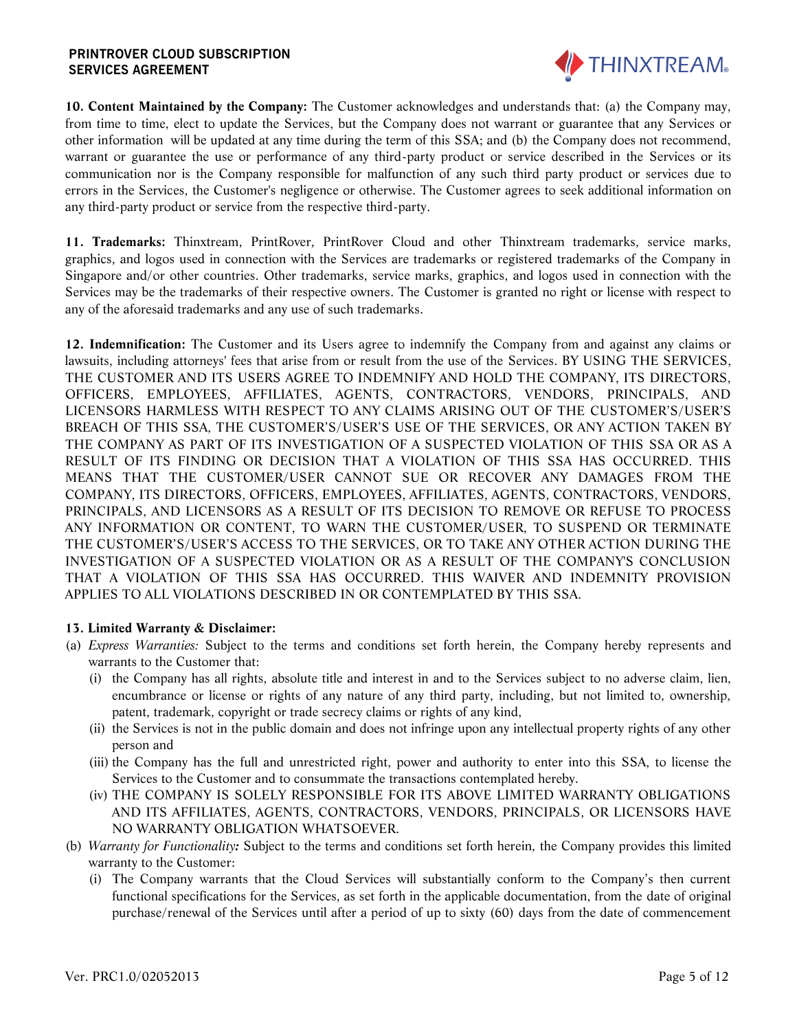**10. Content Maintained by the Company:** The Customer acknowledges and understands that: (a) the Company may, from time to time, elect to update the Services, but the Company does not warrant or guarantee that any Services or other information will be updated at any time during the term of this SSA; and (b) the Company does not recommend, warrant or guarantee the use or performance of any third-party product or service described in the Services or its communication nor is the Company responsible for malfunction of any such third party product or services due to errors in the Services, the Customer's negligence or otherwise. The Customer agrees to seek additional information on any third-party product or service from the respective third-party.

**11. Trademarks:** Thinxtream, PrintRover, PrintRover Cloud and other Thinxtream trademarks, service marks, graphics, and logos used in connection with the Services are trademarks or registered trademarks of the Company in Singapore and/or other countries. Other trademarks, service marks, graphics, and logos used in connection with the Services may be the trademarks of their respective owners. The Customer is granted no right or license with respect to any of the aforesaid trademarks and any use of such trademarks.

**12. Indemnification:** The Customer and its Users agree to indemnify the Company from and against any claims or lawsuits, including attorneys' fees that arise from or result from the use of the Services. BY USING THE SERVICES, THE CUSTOMER AND ITS USERS AGREE TO INDEMNIFY AND HOLD THE COMPANY, ITS DIRECTORS, OFFICERS, EMPLOYEES, AFFILIATES, AGENTS, CONTRACTORS, VENDORS, PRINCIPALS, AND LICENSORS HARMLESS WITH RESPECT TO ANY CLAIMS ARISING OUT OF THE CUSTOMER'S/USER'S BREACH OF THIS SSA, THE CUSTOMER'S/USER'S USE OF THE SERVICES, OR ANY ACTION TAKEN BY THE COMPANY AS PART OF ITS INVESTIGATION OF A SUSPECTED VIOLATION OF THIS SSA OR AS A RESULT OF ITS FINDING OR DECISION THAT A VIOLATION OF THIS SSA HAS OCCURRED. THIS MEANS THAT THE CUSTOMER/USER CANNOT SUE OR RECOVER ANY DAMAGES FROM THE COMPANY, ITS DIRECTORS, OFFICERS, EMPLOYEES, AFFILIATES, AGENTS, CONTRACTORS, VENDORS, PRINCIPALS, AND LICENSORS AS A RESULT OF ITS DECISION TO REMOVE OR REFUSE TO PROCESS ANY INFORMATION OR CONTENT, TO WARN THE CUSTOMER/USER, TO SUSPEND OR TERMINATE THE CUSTOMER'S/USER'S ACCESS TO THE SERVICES, OR TO TAKE ANY OTHER ACTION DURING THE INVESTIGATION OF A SUSPECTED VIOLATION OR AS A RESULT OF THE COMPANY'S CONCLUSION THAT A VIOLATION OF THIS SSA HAS OCCURRED. THIS WAIVER AND INDEMNITY PROVISION APPLIES TO ALL VIOLATIONS DESCRIBED IN OR CONTEMPLATED BY THIS SSA.

**13. Limited Warranty & Disclaimer:**

(a) *Express Warranties:* Subject to the terms and conditions set forth herein, the Company hereby represents and warrants to the Customer that:

  (i) the Company has all rights, absolute title and interest in and to the Services subject to no adverse claim, lien, encumbrance or license or rights of any nature of any third party, including, but not limited to, ownership, patent, trademark, copyright or trade secrecy claims or rights of any kind,

  (ii) the Services is not in the public domain and does not infringe upon any intellectual property rights of any other person and

  (iii) the Company has the full and unrestricted right, power and authority to enter into this SSA, to license the Services to the Customer and to consummate the transactions contemplated hereby.

  (iv) THE COMPANY IS SOLELY RESPONSIBLE FOR ITS ABOVE LIMITED WARRANTY OBLIGATIONS AND ITS AFFILIATES, AGENTS, CONTRACTORS, VENDORS, PRINCIPALS, OR LICENSORS HAVE NO WARRANTY OBLIGATION WHATSOEVER.

(b) *Warranty for Functionality:* Subject to the terms and conditions set forth herein, the Company provides this limited warranty to the Customer:

  (i) The Company warrants that the Cloud Services will substantially conform to the Company's then current functional specifications for the Services, as set forth in the applicable documentation, from the date of original purchase/renewal of the Services until after a period of up to sixty (60) days from the date of commencement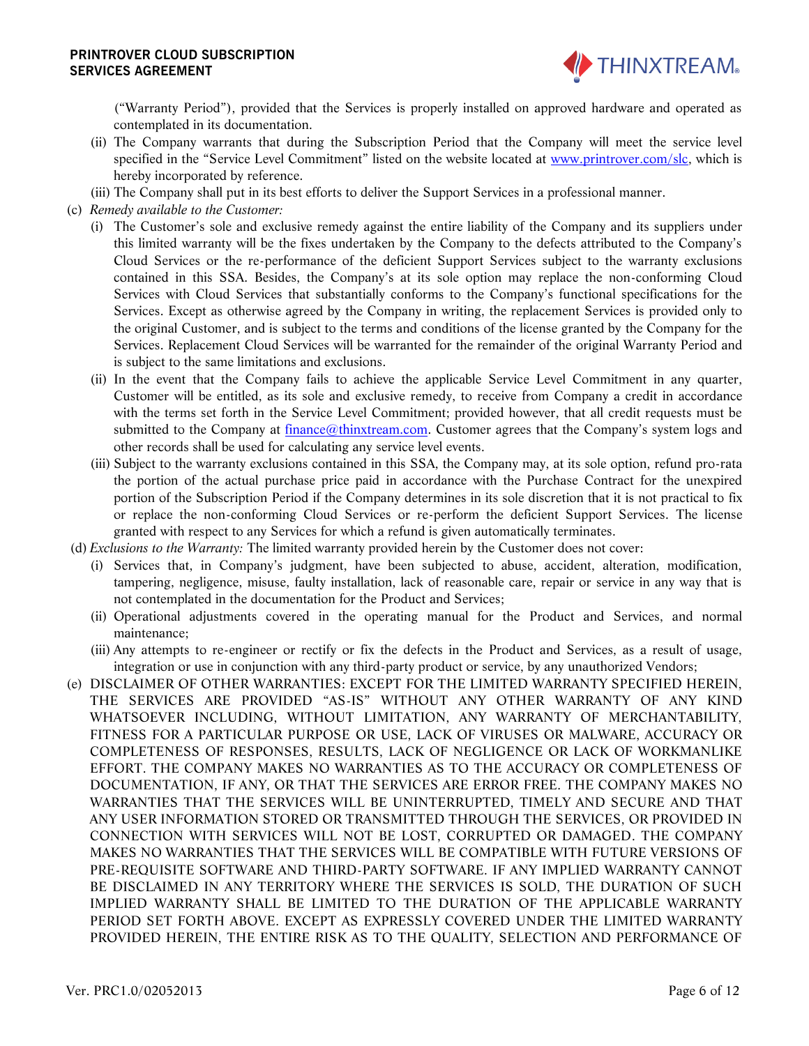("Warranty Period"), provided that the Services is properly installed on approved hardware and operated as contemplated in its documentation.

(ii) The Company warrants that during the Subscription Period that the Company will meet the service level specified in the "Service Level Commitment" listed on the website located at www.printrover.com/slc, which is hereby incorporated by reference.

(iii) The Company shall put in its best efforts to deliver the Support Services in a professional manner.

(c) *Remedy available to the Customer:*

(i) The Customer's sole and exclusive remedy against the entire liability of the Company and its suppliers under this limited warranty will be the fixes undertaken by the Company to the defects attributed to the Company's Cloud Services or the re-performance of the deficient Support Services subject to the warranty exclusions contained in this SSA. Besides, the Company's at its sole option may replace the non-conforming Cloud Services with Cloud Services that substantially conforms to the Company's functional specifications for the Services. Except as otherwise agreed by the Company in writing, the replacement Services is provided only to the original Customer, and is subject to the terms and conditions of the license granted by the Company for the Services. Replacement Cloud Services will be warranted for the remainder of the original Warranty Period and is subject to the same limitations and exclusions.

(ii) In the event that the Company fails to achieve the applicable Service Level Commitment in any quarter, Customer will be entitled, as its sole and exclusive remedy, to receive from Company a credit in accordance with the terms set forth in the Service Level Commitment; provided however, that all credit requests must be submitted to the Company at finance@thinxtream.com. Customer agrees that the Company's system logs and other records shall be used for calculating any service level events.

(iii) Subject to the warranty exclusions contained in this SSA, the Company may, at its sole option, refund pro-rata the portion of the actual purchase price paid in accordance with the Purchase Contract for the unexpired portion of the Subscription Period if the Company determines in its sole discretion that it is not practical to fix or replace the non-conforming Cloud Services or re-perform the deficient Support Services. The license granted with respect to any Services for which a refund is given automatically terminates.

(d) *Exclusions to the Warranty:* The limited warranty provided herein by the Customer does not cover:

(i) Services that, in Company's judgment, have been subjected to abuse, accident, alteration, modification, tampering, negligence, misuse, faulty installation, lack of reasonable care, repair or service in any way that is not contemplated in the documentation for the Product and Services;

(ii) Operational adjustments covered in the operating manual for the Product and Services, and normal maintenance;

(iii) Any attempts to re-engineer or rectify or fix the defects in the Product and Services, as a result of usage, integration or use in conjunction with any third-party product or service, by any unauthorized Vendors;

(e) DISCLAIMER OF OTHER WARRANTIES: EXCEPT FOR THE LIMITED WARRANTY SPECIFIED HEREIN, THE SERVICES ARE PROVIDED "AS-IS" WITHOUT ANY OTHER WARRANTY OF ANY KIND WHATSOEVER INCLUDING, WITHOUT LIMITATION, ANY WARRANTY OF MERCHANTABILITY, FITNESS FOR A PARTICULAR PURPOSE OR USE, LACK OF VIRUSES OR MALWARE, ACCURACY OR COMPLETENESS OF RESPONSES, RESULTS, LACK OF NEGLIGENCE OR LACK OF WORKMANLIKE EFFORT. THE COMPANY MAKES NO WARRANTIES AS TO THE ACCURACY OR COMPLETENESS OF DOCUMENTATION, IF ANY, OR THAT THE SERVICES ARE ERROR FREE. THE COMPANY MAKES NO WARRANTIES THAT THE SERVICES WILL BE UNINTERRUPTED, TIMELY AND SECURE AND THAT ANY USER INFORMATION STORED OR TRANSMITTED THROUGH THE SERVICES, OR PROVIDED IN CONNECTION WITH SERVICES WILL NOT BE LOST, CORRUPTED OR DAMAGED. THE COMPANY MAKES NO WARRANTIES THAT THE SERVICES WILL BE COMPATIBLE WITH FUTURE VERSIONS OF PRE-REQUISITE SOFTWARE AND THIRD-PARTY SOFTWARE. IF ANY IMPLIED WARRANTY CANNOT BE DISCLAIMED IN ANY TERRITORY WHERE THE SERVICES IS SOLD, THE DURATION OF SUCH IMPLIED WARRANTY SHALL BE LIMITED TO THE DURATION OF THE APPLICABLE WARRANTY PERIOD SET FORTH ABOVE. EXCEPT AS EXPRESSLY COVERED UNDER THE LIMITED WARRANTY PROVIDED HEREIN, THE ENTIRE RISK AS TO THE QUALITY, SELECTION AND PERFORMANCE OF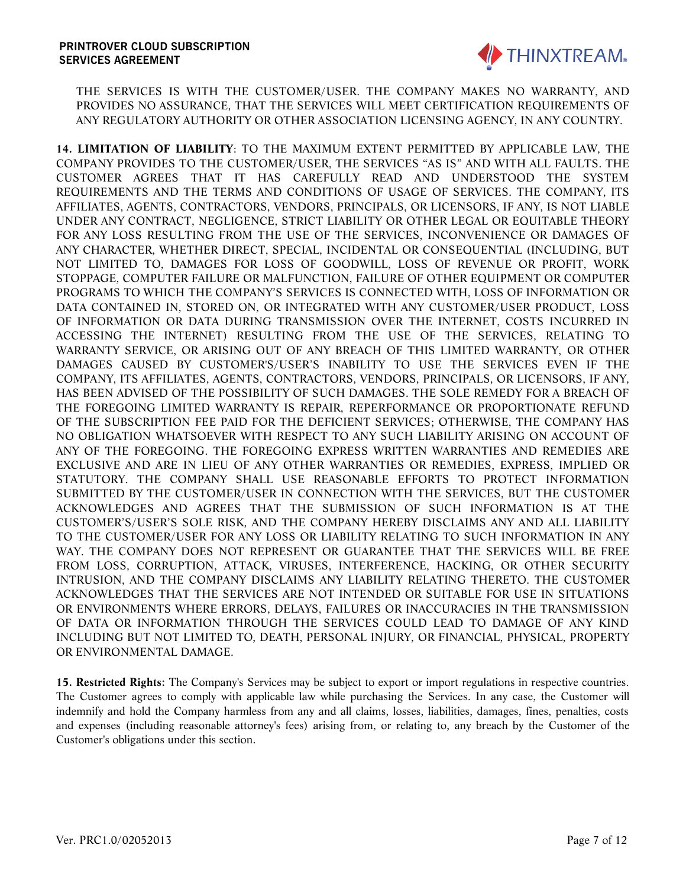THE SERVICES IS WITH THE CUSTOMER/USER. THE COMPANY MAKES NO WARRANTY, AND PROVIDES NO ASSURANCE, THAT THE SERVICES WILL MEET CERTIFICATION REQUIREMENTS OF ANY REGULATORY AUTHORITY OR OTHER ASSOCIATION LICENSING AGENCY, IN ANY COUNTRY.

**14. LIMITATION OF LIABILITY**: TO THE MAXIMUM EXTENT PERMITTED BY APPLICABLE LAW, THE COMPANY PROVIDES TO THE CUSTOMER/USER, THE SERVICES "AS IS" AND WITH ALL FAULTS. THE CUSTOMER AGREES THAT IT HAS CAREFULLY READ AND UNDERSTOOD THE SYSTEM REQUIREMENTS AND THE TERMS AND CONDITIONS OF USAGE OF SERVICES. THE COMPANY, ITS AFFILIATES, AGENTS, CONTRACTORS, VENDORS, PRINCIPALS, OR LICENSORS, IF ANY, IS NOT LIABLE UNDER ANY CONTRACT, NEGLIGENCE, STRICT LIABILITY OR OTHER LEGAL OR EQUITABLE THEORY FOR ANY LOSS RESULTING FROM THE USE OF THE SERVICES, INCONVENIENCE OR DAMAGES OF ANY CHARACTER, WHETHER DIRECT, SPECIAL, INCIDENTAL OR CONSEQUENTIAL (INCLUDING, BUT NOT LIMITED TO, DAMAGES FOR LOSS OF GOODWILL, LOSS OF REVENUE OR PROFIT, WORK STOPPAGE, COMPUTER FAILURE OR MALFUNCTION, FAILURE OF OTHER EQUIPMENT OR COMPUTER PROGRAMS TO WHICH THE COMPANY'S SERVICES IS CONNECTED WITH, LOSS OF INFORMATION OR DATA CONTAINED IN, STORED ON, OR INTEGRATED WITH ANY CUSTOMER/USER PRODUCT, LOSS OF INFORMATION OR DATA DURING TRANSMISSION OVER THE INTERNET, COSTS INCURRED IN ACCESSING THE INTERNET) RESULTING FROM THE USE OF THE SERVICES, RELATING TO WARRANTY SERVICE, OR ARISING OUT OF ANY BREACH OF THIS LIMITED WARRANTY, OR OTHER DAMAGES CAUSED BY CUSTOMER'S/USER'S INABILITY TO USE THE SERVICES EVEN IF THE COMPANY, ITS AFFILIATES, AGENTS, CONTRACTORS, VENDORS, PRINCIPALS, OR LICENSORS, IF ANY, HAS BEEN ADVISED OF THE POSSIBILITY OF SUCH DAMAGES. THE SOLE REMEDY FOR A BREACH OF THE FOREGOING LIMITED WARRANTY IS REPAIR, REPERFORMANCE OR PROPORTIONATE REFUND OF THE SUBSCRIPTION FEE PAID FOR THE DEFICIENT SERVICES; OTHERWISE, THE COMPANY HAS NO OBLIGATION WHATSOEVER WITH RESPECT TO ANY SUCH LIABILITY ARISING ON ACCOUNT OF ANY OF THE FOREGOING. THE FOREGOING EXPRESS WRITTEN WARRANTIES AND REMEDIES ARE EXCLUSIVE AND ARE IN LIEU OF ANY OTHER WARRANTIES OR REMEDIES, EXPRESS, IMPLIED OR STATUTORY. THE COMPANY SHALL USE REASONABLE EFFORTS TO PROTECT INFORMATION SUBMITTED BY THE CUSTOMER/USER IN CONNECTION WITH THE SERVICES, BUT THE CUSTOMER ACKNOWLEDGES AND AGREES THAT THE SUBMISSION OF SUCH INFORMATION IS AT THE CUSTOMER'S/USER'S SOLE RISK, AND THE COMPANY HEREBY DISCLAIMS ANY AND ALL LIABILITY TO THE CUSTOMER/USER FOR ANY LOSS OR LIABILITY RELATING TO SUCH INFORMATION IN ANY WAY. THE COMPANY DOES NOT REPRESENT OR GUARANTEE THAT THE SERVICES WILL BE FREE FROM LOSS, CORRUPTION, ATTACK, VIRUSES, INTERFERENCE, HACKING, OR OTHER SECURITY INTRUSION, AND THE COMPANY DISCLAIMS ANY LIABILITY RELATING THERETO. THE CUSTOMER ACKNOWLEDGES THAT THE SERVICES ARE NOT INTENDED OR SUITABLE FOR USE IN SITUATIONS OR ENVIRONMENTS WHERE ERRORS, DELAYS, FAILURES OR INACCURACIES IN THE TRANSMISSION OF DATA OR INFORMATION THROUGH THE SERVICES COULD LEAD TO DAMAGE OF ANY KIND INCLUDING BUT NOT LIMITED TO, DEATH, PERSONAL INJURY, OR FINANCIAL, PHYSICAL, PROPERTY OR ENVIRONMENTAL DAMAGE.

**15. Restricted Rights:** The Company's Services may be subject to export or import regulations in respective countries. The Customer agrees to comply with applicable law while purchasing the Services. In any case, the Customer will indemnify and hold the Company harmless from any and all claims, losses, liabilities, damages, fines, penalties, costs and expenses (including reasonable attorney's fees) arising from, or relating to, any breach by the Customer of the Customer's obligations under this section.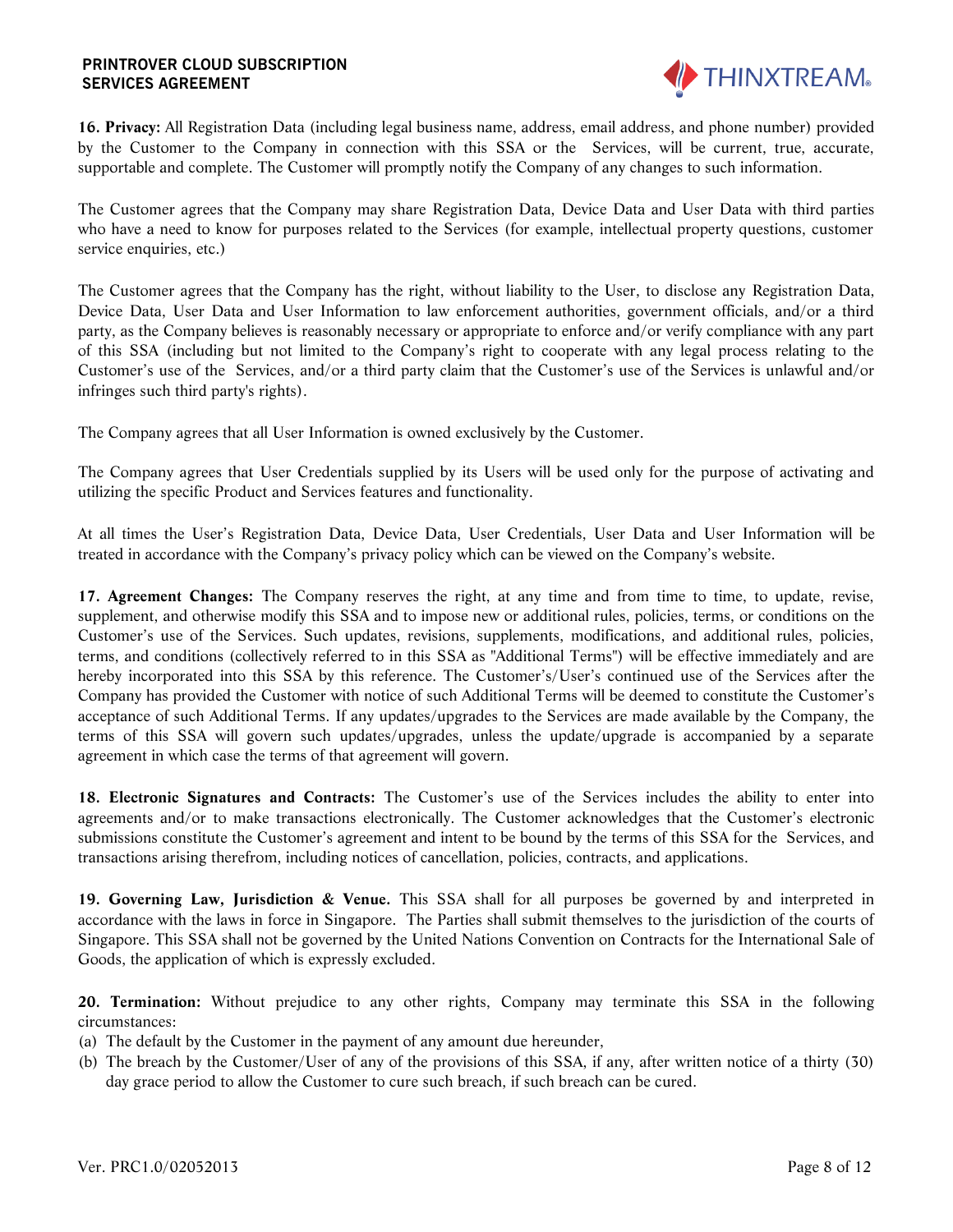**16. Privacy:** All Registration Data (including legal business name, address, email address, and phone number) provided by the Customer to the Company in connection with this SSA or the Services, will be current, true, accurate, supportable and complete. The Customer will promptly notify the Company of any changes to such information.

The Customer agrees that the Company may share Registration Data, Device Data and User Data with third parties who have a need to know for purposes related to the Services (for example, intellectual property questions, customer service enquiries, etc.)

The Customer agrees that the Company has the right, without liability to the User, to disclose any Registration Data, Device Data, User Data and User Information to law enforcement authorities, government officials, and/or a third party, as the Company believes is reasonably necessary or appropriate to enforce and/or verify compliance with any part of this SSA (including but not limited to the Company's right to cooperate with any legal process relating to the Customer's use of the Services, and/or a third party claim that the Customer's use of the Services is unlawful and/or infringes such third party's rights).

The Company agrees that all User Information is owned exclusively by the Customer.

The Company agrees that User Credentials supplied by its Users will be used only for the purpose of activating and utilizing the specific Product and Services features and functionality.

At all times the User's Registration Data, Device Data, User Credentials, User Data and User Information will be treated in accordance with the Company's privacy policy which can be viewed on the Company's website.

**17. Agreement Changes:** The Company reserves the right, at any time and from time to time, to update, revise, supplement, and otherwise modify this SSA and to impose new or additional rules, policies, terms, or conditions on the Customer's use of the Services. Such updates, revisions, supplements, modifications, and additional rules, policies, terms, and conditions (collectively referred to in this SSA as "Additional Terms") will be effective immediately and are hereby incorporated into this SSA by this reference. The Customer's/User's continued use of the Services after the Company has provided the Customer with notice of such Additional Terms will be deemed to constitute the Customer's acceptance of such Additional Terms. If any updates/upgrades to the Services are made available by the Company, the terms of this SSA will govern such updates/upgrades, unless the update/upgrade is accompanied by a separate agreement in which case the terms of that agreement will govern.

**18. Electronic Signatures and Contracts:** The Customer's use of the Services includes the ability to enter into agreements and/or to make transactions electronically. The Customer acknowledges that the Customer's electronic submissions constitute the Customer's agreement and intent to be bound by the terms of this SSA for the Services, and transactions arising therefrom, including notices of cancellation, policies, contracts, and applications.

**19. Governing Law, Jurisdiction & Venue.** This SSA shall for all purposes be governed by and interpreted in accordance with the laws in force in Singapore. The Parties shall submit themselves to the jurisdiction of the courts of Singapore. This SSA shall not be governed by the United Nations Convention on Contracts for the International Sale of Goods, the application of which is expressly excluded.

**20. Termination:** Without prejudice to any other rights, Company may terminate this SSA in the following circumstances:

(a) The default by the Customer in the payment of any amount due hereunder,

(b) The breach by the Customer/User of any of the provisions of this SSA, if any, after written notice of a thirty (30) day grace period to allow the Customer to cure such breach, if such breach can be cured.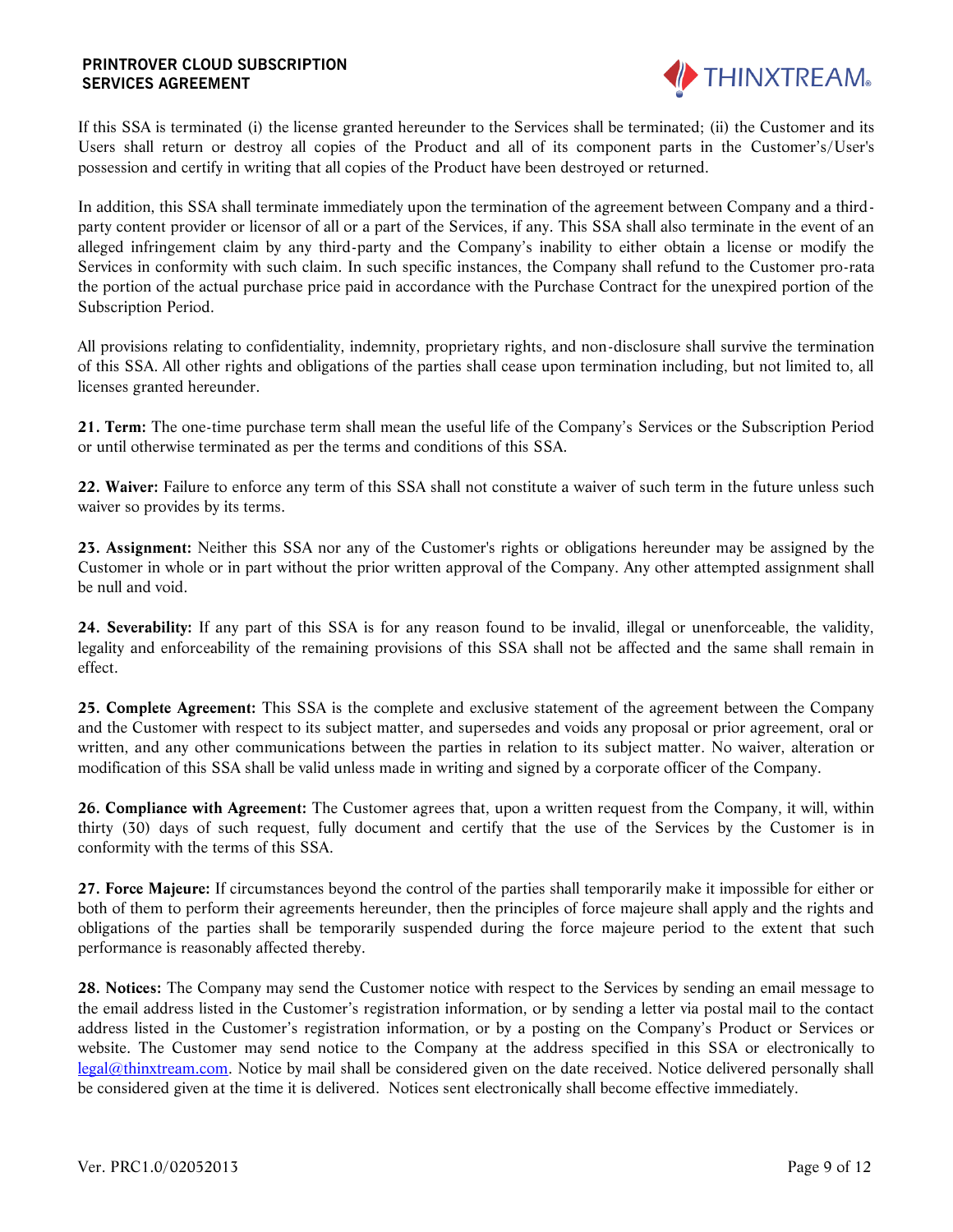If this SSA is terminated (i) the license granted hereunder to the Services shall be terminated; (ii) the Customer and its Users shall return or destroy all copies of the Product and all of its component parts in the Customer's/User's possession and certify in writing that all copies of the Product have been destroyed or returned.

In addition, this SSA shall terminate immediately upon the termination of the agreement between Company and a third-party content provider or licensor of all or a part of the Services, if any. This SSA shall also terminate in the event of an alleged infringement claim by any third-party and the Company's inability to either obtain a license or modify the Services in conformity with such claim. In such specific instances, the Company shall refund to the Customer pro-rata the portion of the actual purchase price paid in accordance with the Purchase Contract for the unexpired portion of the Subscription Period.

All provisions relating to confidentiality, indemnity, proprietary rights, and non-disclosure shall survive the termination of this SSA. All other rights and obligations of the parties shall cease upon termination including, but not limited to, all licenses granted hereunder.

**21. Term:** The one-time purchase term shall mean the useful life of the Company's Services or the Subscription Period or until otherwise terminated as per the terms and conditions of this SSA.

**22. Waiver:** Failure to enforce any term of this SSA shall not constitute a waiver of such term in the future unless such waiver so provides by its terms.

**23. Assignment:** Neither this SSA nor any of the Customer's rights or obligations hereunder may be assigned by the Customer in whole or in part without the prior written approval of the Company. Any other attempted assignment shall be null and void.

**24. Severability:** If any part of this SSA is for any reason found to be invalid, illegal or unenforceable, the validity, legality and enforceability of the remaining provisions of this SSA shall not be affected and the same shall remain in effect.

**25. Complete Agreement:** This SSA is the complete and exclusive statement of the agreement between the Company and the Customer with respect to its subject matter, and supersedes and voids any proposal or prior agreement, oral or written, and any other communications between the parties in relation to its subject matter. No waiver, alteration or modification of this SSA shall be valid unless made in writing and signed by a corporate officer of the Company.

**26. Compliance with Agreement:** The Customer agrees that, upon a written request from the Company, it will, within thirty (30) days of such request, fully document and certify that the use of the Services by the Customer is in conformity with the terms of this SSA.

**27. Force Majeure:** If circumstances beyond the control of the parties shall temporarily make it impossible for either or both of them to perform their agreements hereunder, then the principles of force majeure shall apply and the rights and obligations of the parties shall be temporarily suspended during the force majeure period to the extent that such performance is reasonably affected thereby.

**28. Notices:** The Company may send the Customer notice with respect to the Services by sending an email message to the email address listed in the Customer's registration information, or by sending a letter via postal mail to the contact address listed in the Customer's registration information, or by a posting on the Company's Product or Services or website. The Customer may send notice to the Company at the address specified in this SSA or electronically to legal@thinxtream.com. Notice by mail shall be considered given on the date received. Notice delivered personally shall be considered given at the time it is delivered. Notices sent electronically shall become effective immediately.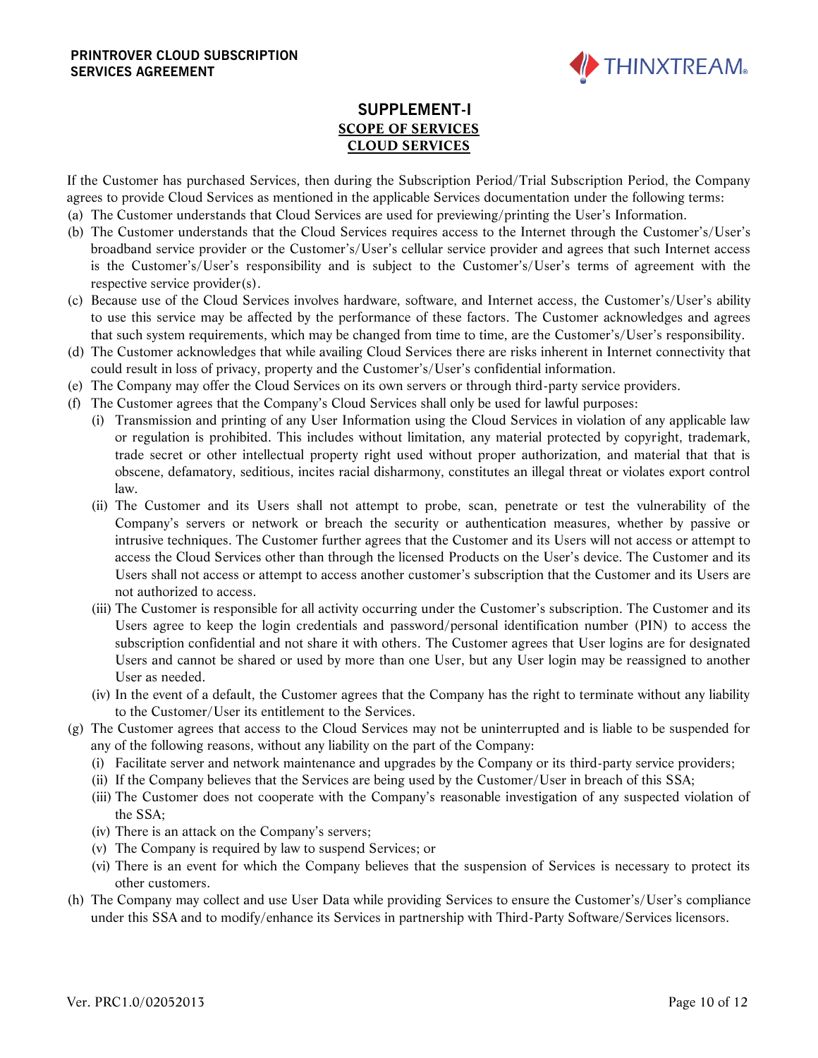## SUPPLEMENT-I

**SCOPE OF SERVICES**

**CLOUD SERVICES**

If the Customer has purchased Services, then during the Subscription Period/Trial Subscription Period, the Company agrees to provide Cloud Services as mentioned in the applicable Services documentation under the following terms:

(a) The Customer understands that Cloud Services are used for previewing/printing the User's Information.

(b) The Customer understands that the Cloud Services requires access to the Internet through the Customer's/User's broadband service provider or the Customer's/User's cellular service provider and agrees that such Internet access is the Customer's/User's responsibility and is subject to the Customer's/User's terms of agreement with the respective service provider(s).

(c) Because use of the Cloud Services involves hardware, software, and Internet access, the Customer's/User's ability to use this service may be affected by the performance of these factors. The Customer acknowledges and agrees that such system requirements, which may be changed from time to time, are the Customer's/User's responsibility.

(d) The Customer acknowledges that while availing Cloud Services there are risks inherent in Internet connectivity that could result in loss of privacy, property and the Customer's/User's confidential information.

(e) The Company may offer the Cloud Services on its own servers or through third-party service providers.

(f) The Customer agrees that the Company's Cloud Services shall only be used for lawful purposes:

   (i) Transmission and printing of any User Information using the Cloud Services in violation of any applicable law or regulation is prohibited. This includes without limitation, any material protected by copyright, trademark, trade secret or other intellectual property right used without proper authorization, and material that that is obscene, defamatory, seditious, incites racial disharmony, constitutes an illegal threat or violates export control law.

   (ii) The Customer and its Users shall not attempt to probe, scan, penetrate or test the vulnerability of the Company's servers or network or breach the security or authentication measures, whether by passive or intrusive techniques. The Customer further agrees that the Customer and its Users will not access or attempt to access the Cloud Services other than through the licensed Products on the User's device. The Customer and its Users shall not access or attempt to access another customer's subscription that the Customer and its Users are not authorized to access.

   (iii) The Customer is responsible for all activity occurring under the Customer's subscription. The Customer and its Users agree to keep the login credentials and password/personal identification number (PIN) to access the subscription confidential and not share it with others. The Customer agrees that User logins are for designated Users and cannot be shared or used by more than one User, but any User login may be reassigned to another User as needed.

   (iv) In the event of a default, the Customer agrees that the Company has the right to terminate without any liability to the Customer/User its entitlement to the Services.

(g) The Customer agrees that access to the Cloud Services may not be uninterrupted and is liable to be suspended for any of the following reasons, without any liability on the part of the Company:

   (i) Facilitate server and network maintenance and upgrades by the Company or its third-party service providers;

   (ii) If the Company believes that the Services are being used by the Customer/User in breach of this SSA;

   (iii) The Customer does not cooperate with the Company's reasonable investigation of any suspected violation of the SSA;

   (iv) There is an attack on the Company's servers;

   (v) The Company is required by law to suspend Services; or

   (vi) There is an event for which the Company believes that the suspension of Services is necessary to protect its other customers.

(h) The Company may collect and use User Data while providing Services to ensure the Customer's/User's compliance under this SSA and to modify/enhance its Services in partnership with Third-Party Software/Services licensors.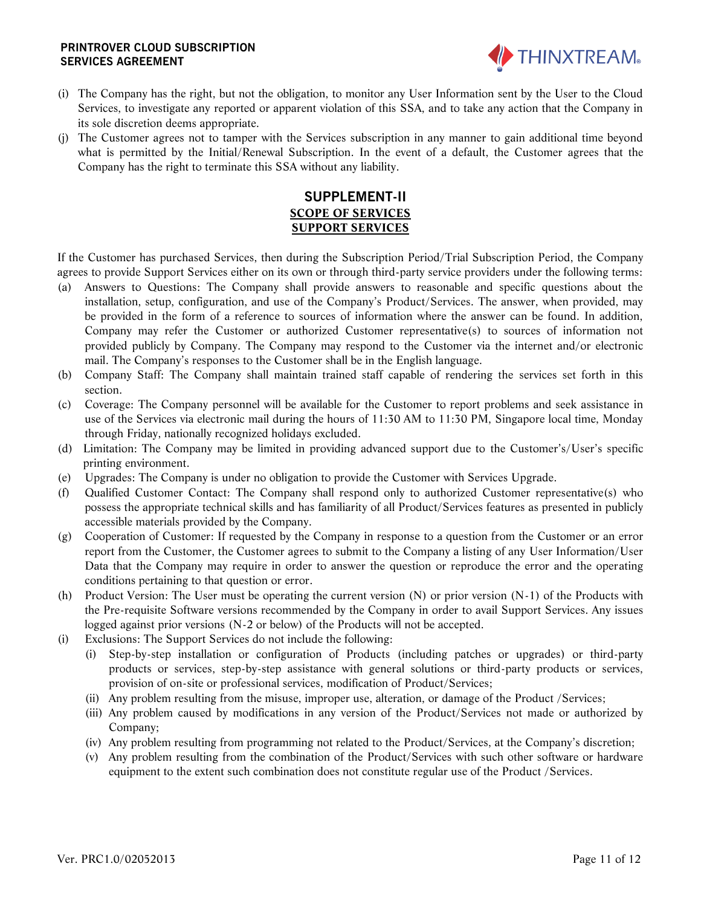(i) The Company has the right, but not the obligation, to monitor any User Information sent by the User to the Cloud Services, to investigate any reported or apparent violation of this SSA, and to take any action that the Company in its sole discretion deems appropriate.

(j) The Customer agrees not to tamper with the Services subscription in any manner to gain additional time beyond what is permitted by the Initial/Renewal Subscription. In the event of a default, the Customer agrees that the Company has the right to terminate this SSA without any liability.

## SUPPLEMENT-II

**SCOPE OF SERVICES**

**SUPPORT SERVICES**

If the Customer has purchased Services, then during the Subscription Period/Trial Subscription Period, the Company agrees to provide Support Services either on its own or through third-party service providers under the following terms:

(a) Answers to Questions: The Company shall provide answers to reasonable and specific questions about the installation, setup, configuration, and use of the Company's Product/Services. The answer, when provided, may be provided in the form of a reference to sources of information where the answer can be found. In addition, Company may refer the Customer or authorized Customer representative(s) to sources of information not provided publicly by Company. The Company may respond to the Customer via the internet and/or electronic mail. The Company's responses to the Customer shall be in the English language.

(b) Company Staff: The Company shall maintain trained staff capable of rendering the services set forth in this section.

(c) Coverage: The Company personnel will be available for the Customer to report problems and seek assistance in use of the Services via electronic mail during the hours of 11:30 AM to 11:30 PM, Singapore local time, Monday through Friday, nationally recognized holidays excluded.

(d) Limitation: The Company may be limited in providing advanced support due to the Customer's/User's specific printing environment.

(e) Upgrades: The Company is under no obligation to provide the Customer with Services Upgrade.

(f) Qualified Customer Contact: The Company shall respond only to authorized Customer representative(s) who possess the appropriate technical skills and has familiarity of all Product/Services features as presented in publicly accessible materials provided by the Company.

(g) Cooperation of Customer: If requested by the Company in response to a question from the Customer or an error report from the Customer, the Customer agrees to submit to the Company a listing of any User Information/User Data that the Company may require in order to answer the question or reproduce the error and the operating conditions pertaining to that question or error.

(h) Product Version: The User must be operating the current version (N) or prior version (N-1) of the Products with the Pre-requisite Software versions recommended by the Company in order to avail Support Services. Any issues logged against prior versions (N-2 or below) of the Products will not be accepted.

(i) Exclusions: The Support Services do not include the following:

   (i) Step-by-step installation or configuration of Products (including patches or upgrades) or third-party products or services, step-by-step assistance with general solutions or third-party products or services, provision of on-site or professional services, modification of Product/Services;

   (ii) Any problem resulting from the misuse, improper use, alteration, or damage of the Product /Services;

   (iii) Any problem caused by modifications in any version of the Product/Services not made or authorized by Company;

   (iv) Any problem resulting from programming not related to the Product/Services, at the Company's discretion;

   (v) Any problem resulting from the combination of the Product/Services with such other software or hardware equipment to the extent such combination does not constitute regular use of the Product /Services.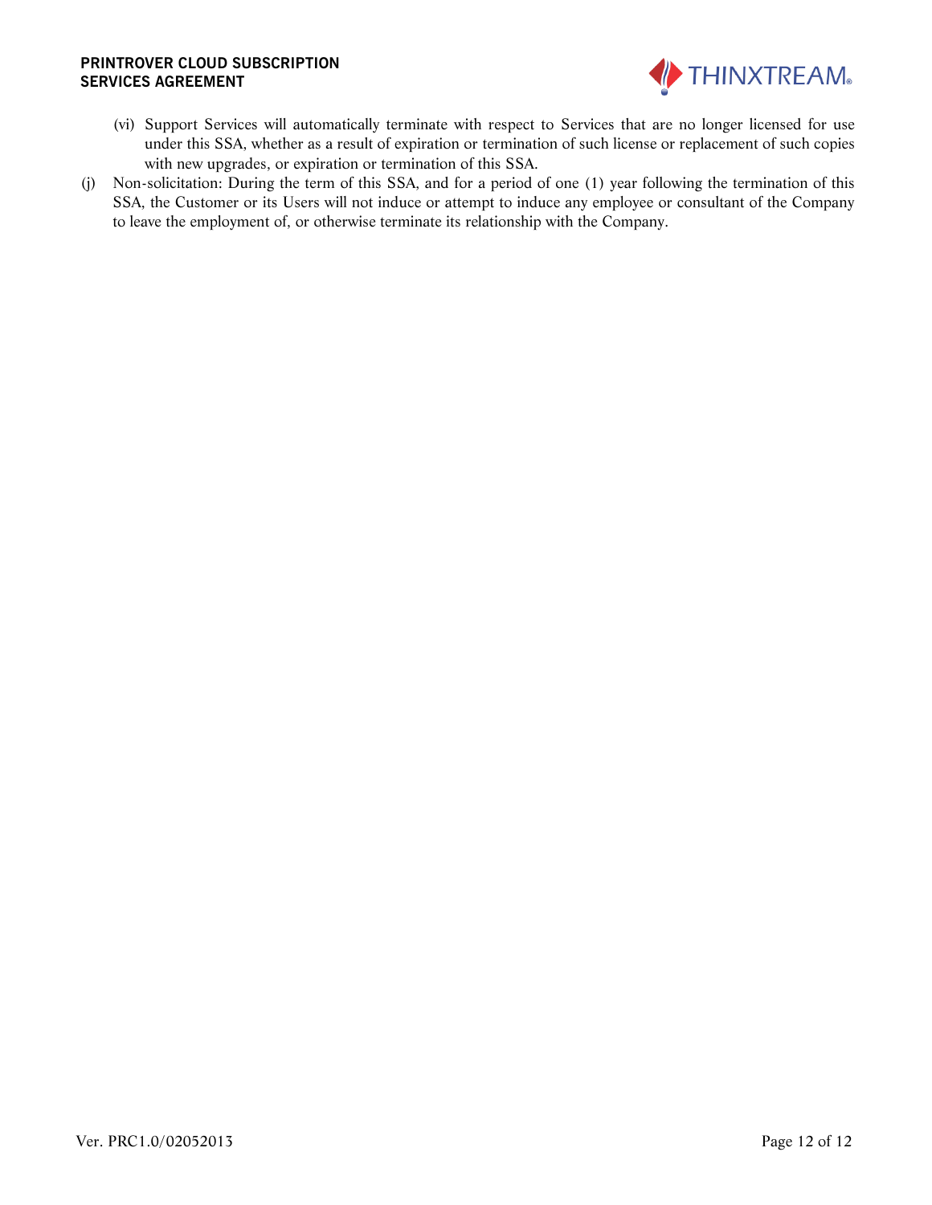(vi) Support Services will automatically terminate with respect to Services that are no longer licensed for use under this SSA, whether as a result of expiration or termination of such license or replacement of such copies with new upgrades, or expiration or termination of this SSA.

(j) Non-solicitation: During the term of this SSA, and for a period of one (1) year following the termination of this SSA, the Customer or its Users will not induce or attempt to induce any employee or consultant of the Company to leave the employment of, or otherwise terminate its relationship with the Company.